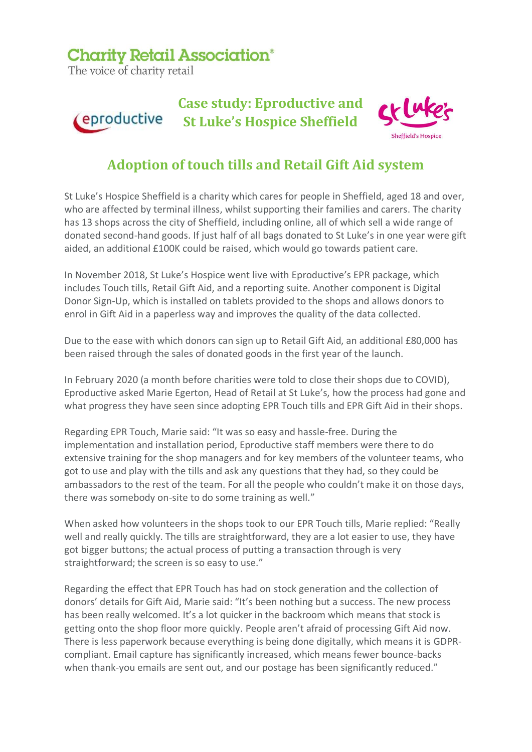**Charity Retail Association®**
The voice of charity retail

## Case study: Eproductive and St Luke's Hospice Sheffield

eproductive

St Luke's
Sheffield's Hospice

# Adoption of touch tills and Retail Gift Aid system

St Luke's Hospice Sheffield is a charity which cares for people in Sheffield, aged 18 and over, who are affected by terminal illness, whilst supporting their families and carers. The charity has 13 shops across the city of Sheffield, including online, all of which sell a wide range of donated second-hand goods. If just half of all bags donated to St Luke's in one year were gift aided, an additional £100K could be raised, which would go towards patient care.

In November 2018, St Luke's Hospice went live with Eproductive's EPR package, which includes Touch tills, Retail Gift Aid, and a reporting suite. Another component is Digital Donor Sign-Up, which is installed on tablets provided to the shops and allows donors to enrol in Gift Aid in a paperless way and improves the quality of the data collected.

Due to the ease with which donors can sign up to Retail Gift Aid, an additional £80,000 has been raised through the sales of donated goods in the first year of the launch.

In February 2020 (a month before charities were told to close their shops due to COVID), Eproductive asked Marie Egerton, Head of Retail at St Luke's, how the process had gone and what progress they have seen since adopting EPR Touch tills and EPR Gift Aid in their shops.

Regarding EPR Touch, Marie said: "It was so easy and hassle-free. During the implementation and installation period, Eproductive staff members were there to do extensive training for the shop managers and for key members of the volunteer teams, who got to use and play with the tills and ask any questions that they had, so they could be ambassadors to the rest of the team. For all the people who couldn't make it on those days, there was somebody on-site to do some training as well."

When asked how volunteers in the shops took to our EPR Touch tills, Marie replied: "Really well and really quickly. The tills are straightforward, they are a lot easier to use, they have got bigger buttons; the actual process of putting a transaction through is very straightforward; the screen is so easy to use."

Regarding the effect that EPR Touch has had on stock generation and the collection of donors' details for Gift Aid, Marie said: "It's been nothing but a success. The new process has been really welcomed. It's a lot quicker in the backroom which means that stock is getting onto the shop floor more quickly. People aren't afraid of processing Gift Aid now. There is less paperwork because everything is being done digitally, which means it is GDPR-compliant. Email capture has significantly increased, which means fewer bounce-backs when thank-you emails are sent out, and our postage has been significantly reduced."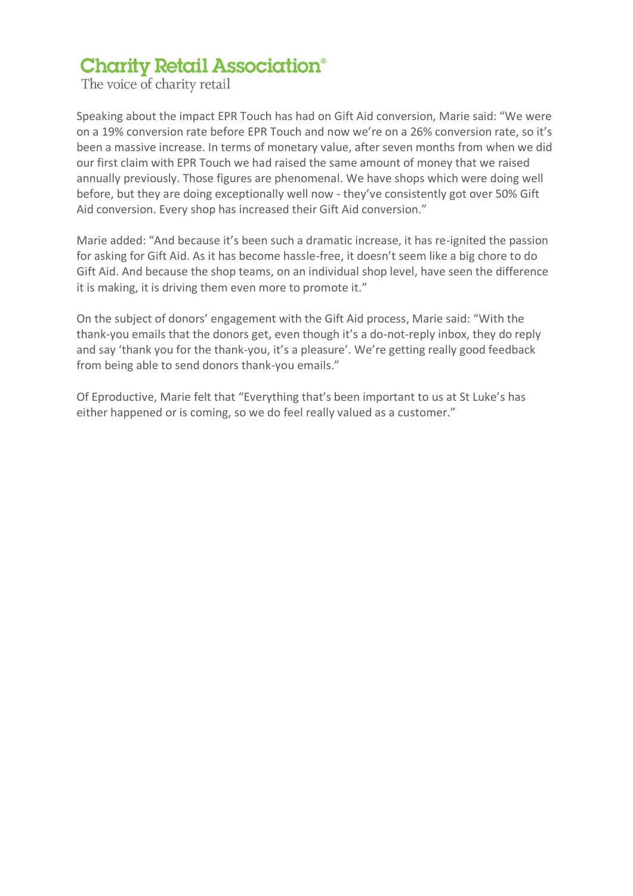Speaking about the impact EPR Touch has had on Gift Aid conversion, Marie said: "We were on a 19% conversion rate before EPR Touch and now we're on a 26% conversion rate, so it's been a massive increase. In terms of monetary value, after seven months from when we did our first claim with EPR Touch we had raised the same amount of money that we raised annually previously. Those figures are phenomenal. We have shops which were doing well before, but they are doing exceptionally well now - they've consistently got over 50% Gift Aid conversion. Every shop has increased their Gift Aid conversion."

Marie added: "And because it's been such a dramatic increase, it has re-ignited the passion for asking for Gift Aid. As it has become hassle-free, it doesn't seem like a big chore to do Gift Aid. And because the shop teams, on an individual shop level, have seen the difference it is making, it is driving them even more to promote it."

On the subject of donors' engagement with the Gift Aid process, Marie said: "With the thank-you emails that the donors get, even though it's a do-not-reply inbox, they do reply and say 'thank you for the thank-you, it's a pleasure'. We're getting really good feedback from being able to send donors thank-you emails."

Of Eproductive, Marie felt that "Everything that's been important to us at St Luke's has either happened or is coming, so we do feel really valued as a customer."